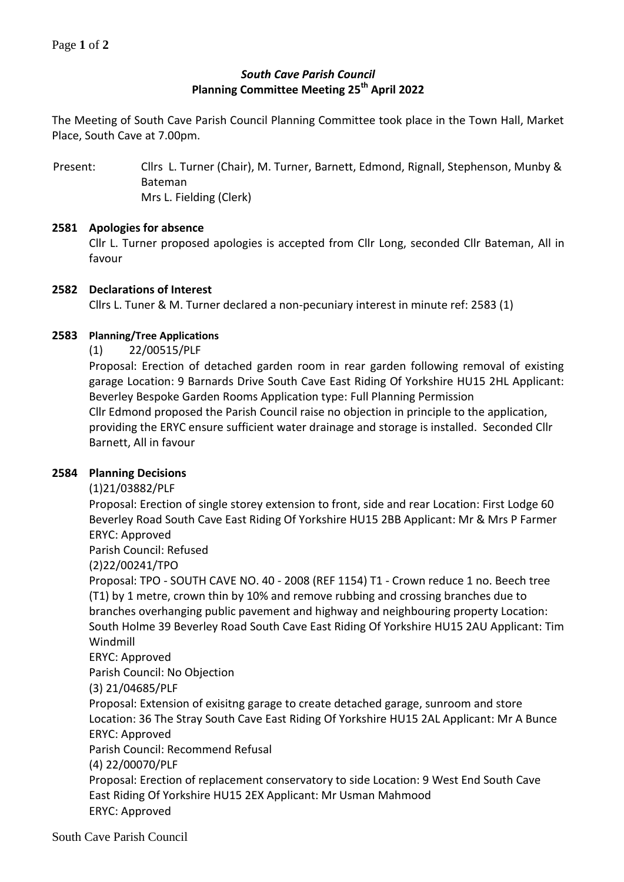# *South Cave Parish Council*
## Planning Committee Meeting 25th April 2022

The Meeting of South Cave Parish Council Planning Committee took place in the Town Hall, Market Place, South Cave at 7.00pm.

Present: Cllrs L. Turner (Chair), M. Turner, Barnett, Edmond, Rignall, Stephenson, Munby & Bateman
Mrs L. Fielding (Clerk)

**2581 Apologies for absence**

Cllr L. Turner proposed apologies is accepted from Cllr Long, seconded Cllr Bateman, All in favour

**2582 Declarations of Interest**

Cllrs L. Tuner & M. Turner declared a non-pecuniary interest in minute ref: 2583 (1)

**2583 Planning/Tree Applications**

(1) 22/00515/PLF

Proposal: Erection of detached garden room in rear garden following removal of existing garage Location: 9 Barnards Drive South Cave East Riding Of Yorkshire HU15 2HL Applicant: Beverley Bespoke Garden Rooms Application type: Full Planning Permission

Cllr Edmond proposed the Parish Council raise no objection in principle to the application, providing the ERYC ensure sufficient water drainage and storage is installed. Seconded Cllr Barnett, All in favour

**2584 Planning Decisions**

(1)21/03882/PLF

Proposal: Erection of single storey extension to front, side and rear Location: First Lodge 60 Beverley Road South Cave East Riding Of Yorkshire HU15 2BB Applicant: Mr & Mrs P Farmer

ERYC: Approved

Parish Council: Refused

(2)22/00241/TPO

Proposal: TPO - SOUTH CAVE NO. 40 - 2008 (REF 1154) T1 - Crown reduce 1 no. Beech tree (T1) by 1 metre, crown thin by 10% and remove rubbing and crossing branches due to branches overhanging public pavement and highway and neighbouring property Location: South Holme 39 Beverley Road South Cave East Riding Of Yorkshire HU15 2AU Applicant: Tim Windmill

ERYC: Approved

Parish Council: No Objection

(3) 21/04685/PLF

Proposal: Extension of exisitng garage to create detached garage, sunroom and store Location: 36 The Stray South Cave East Riding Of Yorkshire HU15 2AL Applicant: Mr A Bunce

ERYC: Approved

Parish Council: Recommend Refusal

(4) 22/00070/PLF

Proposal: Erection of replacement conservatory to side Location: 9 West End South Cave East Riding Of Yorkshire HU15 2EX Applicant: Mr Usman Mahmood

ERYC: Approved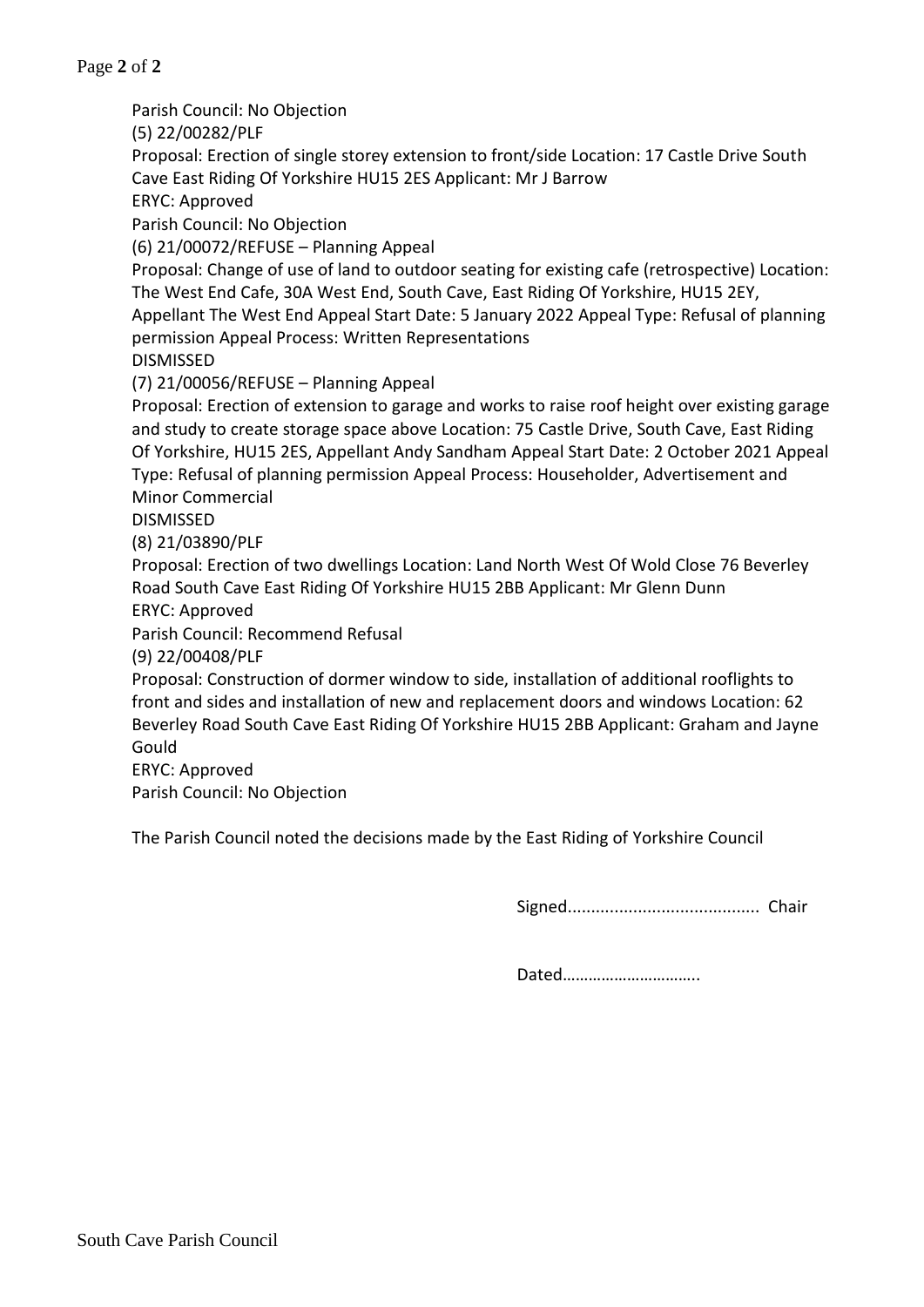Parish Council: No Objection

(5) 22/00282/PLF

Proposal: Erection of single storey extension to front/side Location: 17 Castle Drive South Cave East Riding Of Yorkshire HU15 2ES Applicant: Mr J Barrow

ERYC: Approved

Parish Council: No Objection

(6) 21/00072/REFUSE – Planning Appeal

Proposal: Change of use of land to outdoor seating for existing cafe (retrospective) Location: The West End Cafe, 30A West End, South Cave, East Riding Of Yorkshire, HU15 2EY, Appellant The West End Appeal Start Date: 5 January 2022 Appeal Type: Refusal of planning permission Appeal Process: Written Representations

DISMISSED

(7) 21/00056/REFUSE – Planning Appeal

Proposal: Erection of extension to garage and works to raise roof height over existing garage and study to create storage space above Location: 75 Castle Drive, South Cave, East Riding Of Yorkshire, HU15 2ES, Appellant Andy Sandham Appeal Start Date: 2 October 2021 Appeal Type: Refusal of planning permission Appeal Process: Householder, Advertisement and Minor Commercial

DISMISSED

(8) 21/03890/PLF

Proposal: Erection of two dwellings Location: Land North West Of Wold Close 76 Beverley Road South Cave East Riding Of Yorkshire HU15 2BB Applicant: Mr Glenn Dunn

ERYC: Approved

Parish Council: Recommend Refusal

(9) 22/00408/PLF

Proposal: Construction of dormer window to side, installation of additional rooflights to front and sides and installation of new and replacement doors and windows Location: 62 Beverley Road South Cave East Riding Of Yorkshire HU15 2BB Applicant: Graham and Jayne Gould

ERYC: Approved

Parish Council: No Objection

The Parish Council noted the decisions made by the East Riding of Yorkshire Council

Signed......................................... Chair

Dated…………………………..